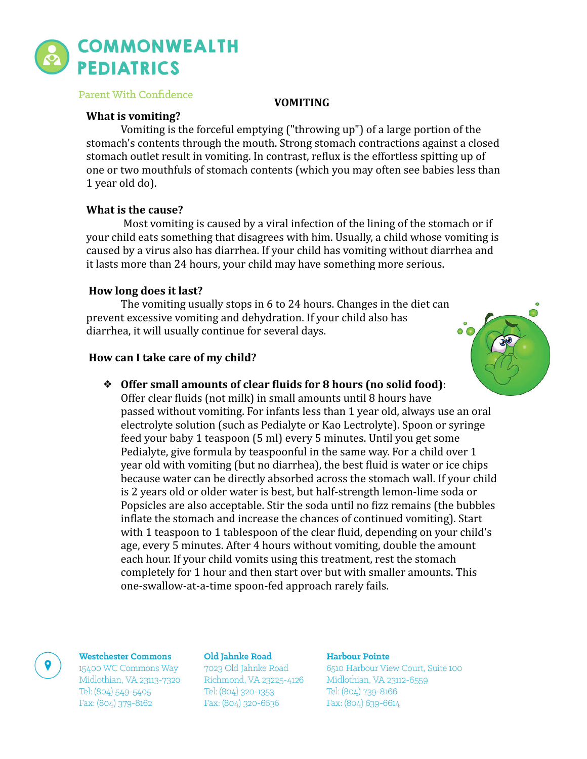# COMMONWEALTH PEDIATRICS

Parent With Confidence

## VOMITING

### What is vomiting?

Vomiting is the forceful emptying ("throwing up") of a large portion of the stomach's contents through the mouth. Strong stomach contractions against a closed stomach outlet result in vomiting. In contrast, reflux is the effortless spitting up of one or two mouthfuls of stomach contents (which you may often see babies less than 1 year old do).

### What is the cause?

Most vomiting is caused by a viral infection of the lining of the stomach or if your child eats something that disagrees with him. Usually, a child whose vomiting is caused by a virus also has diarrhea. If your child has vomiting without diarrhea and it lasts more than 24 hours, your child may have something more serious.

### How long does it last?

The vomiting usually stops in 6 to 24 hours. Changes in the diet can prevent excessive vomiting and dehydration. If your child also has diarrhea, it will usually continue for several days.

### How can I take care of my child?

- **Offer small amounts of clear fluids for 8 hours (no solid food)**: Offer clear fluids (not milk) in small amounts until 8 hours have passed without vomiting. For infants less than 1 year old, always use an oral electrolyte solution (such as Pedialyte or Kao Lectrolyte). Spoon or syringe feed your baby 1 teaspoon (5 ml) every 5 minutes. Until you get some Pedialyte, give formula by teaspoonful in the same way. For a child over 1 year old with vomiting (but no diarrhea), the best fluid is water or ice chips because water can be directly absorbed across the stomach wall. If your child is 2 years old or older water is best, but half-strength lemon-lime soda or Popsicles are also acceptable. Stir the soda until no fizz remains (the bubbles inflate the stomach and increase the chances of continued vomiting). Start with 1 teaspoon to 1 tablespoon of the clear fluid, depending on your child's age, every 5 minutes. After 4 hours without vomiting, double the amount each hour. If your child vomits using this treatment, rest the stomach completely for 1 hour and then start over but with smaller amounts. This one-swallow-at-a-time spoon-fed approach rarely fails.

**Westchester Commons**
15400 WC Commons Way
Midlothian, VA 23113-7320
Tel: (804) 549-5405
Fax: (804) 379-8162

**Old Jahnke Road**
7023 Old Jahnke Road
Richmond, VA 23225-4126
Tel: (804) 320-1353
Fax: (804) 320-6636

**Harbour Pointe**
6510 Harbour View Court, Suite 100
Midlothian, VA 23112-6559
Tel: (804) 739-8166
Fax: (804) 639-6614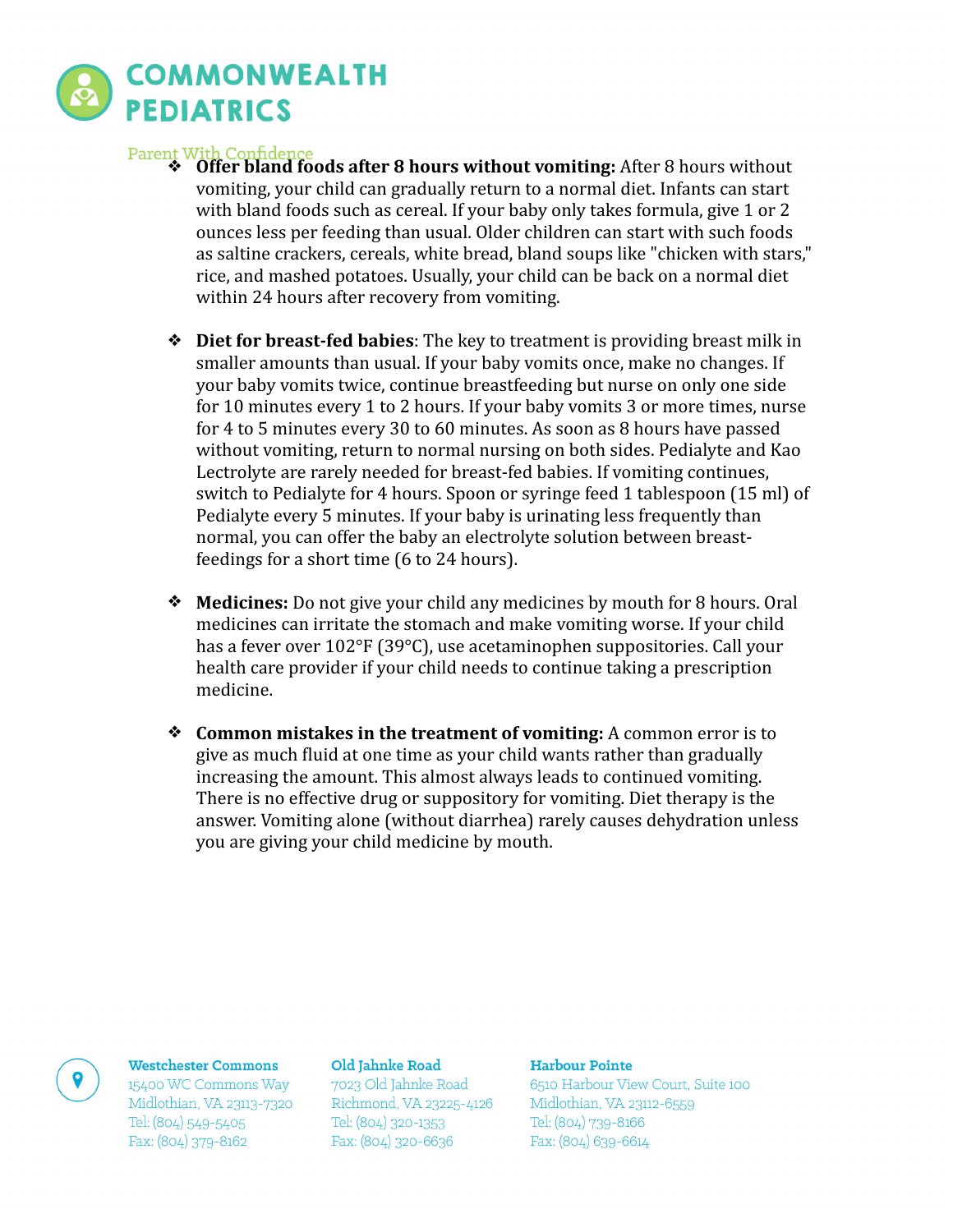- **Offer bland foods after 8 hours without vomiting:** After 8 hours without vomiting, your child can gradually return to a normal diet. Infants can start with bland foods such as cereal. If your baby only takes formula, give 1 or 2 ounces less per feeding than usual. Older children can start with such foods as saltine crackers, cereals, white bread, bland soups like "chicken with stars," rice, and mashed potatoes. Usually, your child can be back on a normal diet within 24 hours after recovery from vomiting.

- **Diet for breast-fed babies**: The key to treatment is providing breast milk in smaller amounts than usual. If your baby vomits once, make no changes. If your baby vomits twice, continue breastfeeding but nurse on only one side for 10 minutes every 1 to 2 hours. If your baby vomits 3 or more times, nurse for 4 to 5 minutes every 30 to 60 minutes. As soon as 8 hours have passed without vomiting, return to normal nursing on both sides. Pedialyte and Kao Lectrolyte are rarely needed for breast-fed babies. If vomiting continues, switch to Pedialyte for 4 hours. Spoon or syringe feed 1 tablespoon (15 ml) of Pedialyte every 5 minutes. If your baby is urinating less frequently than normal, you can offer the baby an electrolyte solution between breast-feedings for a short time (6 to 24 hours).

- **Medicines:** Do not give your child any medicines by mouth for 8 hours. Oral medicines can irritate the stomach and make vomiting worse. If your child has a fever over 102°F (39°C), use acetaminophen suppositories. Call your health care provider if your child needs to continue taking a prescription medicine.

- **Common mistakes in the treatment of vomiting:** A common error is to give as much fluid at one time as your child wants rather than gradually increasing the amount. This almost always leads to continued vomiting. There is no effective drug or suppository for vomiting. Diet therapy is the answer. Vomiting alone (without diarrhea) rarely causes dehydration unless you are giving your child medicine by mouth.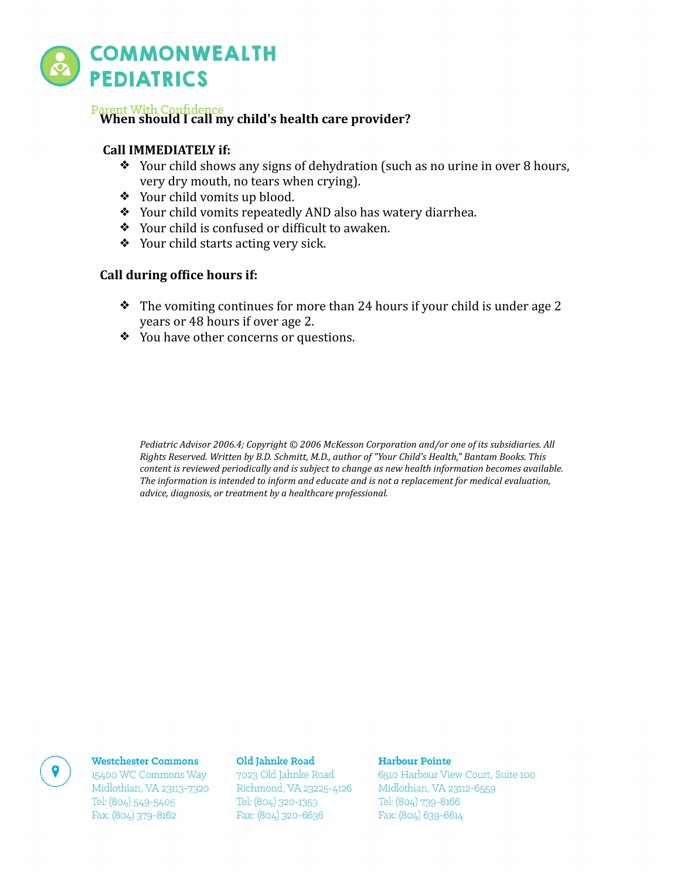**When should I call my child's health care provider?**

**Call IMMEDIATELY if:**

- Your child shows any signs of dehydration (such as no urine in over 8 hours, very dry mouth, no tears when crying).
- Your child vomits up blood.
- Your child vomits repeatedly AND also has watery diarrhea.
- Your child is confused or difficult to awaken.
- Your child starts acting very sick.

**Call during office hours if:**

- The vomiting continues for more than 24 hours if your child is under age 2 years or 48 hours if over age 2.
- You have other concerns or questions.

*Pediatric Advisor 2006.4; Copyright © 2006 McKesson Corporation and/or one of its subsidiaries. All Rights Reserved. Written by B.D. Schmitt, M.D., author of "Your Child's Health," Bantam Books. This content is reviewed periodically and is subject to change as new health information becomes available. The information is intended to inform and educate and is not a replacement for medical evaluation, advice, diagnosis, or treatment by a healthcare professional.*